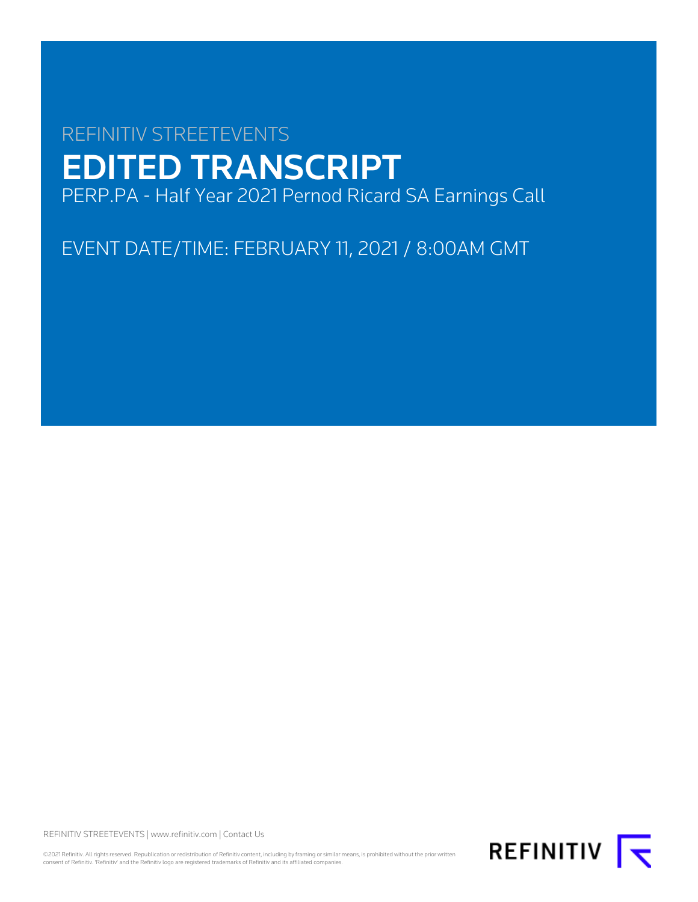REFINITIV STREETEVENTS

# EDITED TRANSCRIPT

PERP.PA - Half Year 2021 Pernod Ricard SA Earnings Call

EVENT DATE/TIME: FEBRUARY 11, 2021 / 8:00AM GMT

REFINITIV STREETEVENTS | www.refinitiv.com | Contact Us

©2021 Refinitiv. All rights reserved. Republication or redistribution of Refinitiv content, including by framing or similar means, is prohibited without the prior written consent of Refinitiv. 'Refinitiv' and the Refinitiv logo are registered trademarks of Refinitiv and its affiliated companies.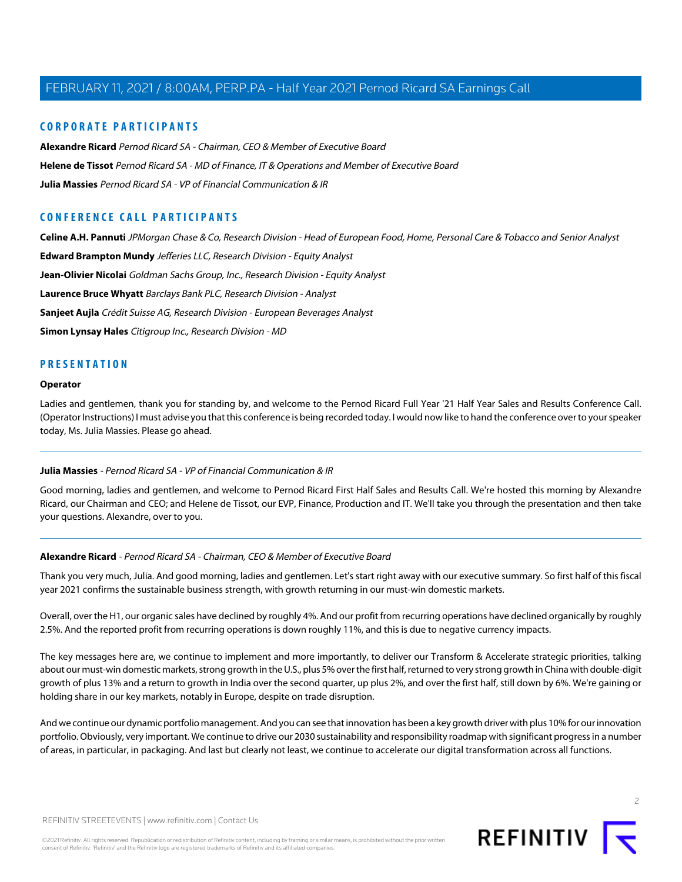## CORPORATE PARTICIPANTS

**Alexandre Ricard** *Pernod Ricard SA - Chairman, CEO & Member of Executive Board*

**Helene de Tissot** *Pernod Ricard SA - MD of Finance, IT & Operations and Member of Executive Board*

**Julia Massies** *Pernod Ricard SA - VP of Financial Communication & IR*

## CONFERENCE CALL PARTICIPANTS

**Celine A.H. Pannuti** *JPMorgan Chase & Co, Research Division - Head of European Food, Home, Personal Care & Tobacco and Senior Analyst*

**Edward Brampton Mundy** *Jefferies LLC, Research Division - Equity Analyst*

**Jean-Olivier Nicolai** *Goldman Sachs Group, Inc., Research Division - Equity Analyst*

**Laurence Bruce Whyatt** *Barclays Bank PLC, Research Division - Analyst*

**Sanjeet Aujla** *Crédit Suisse AG, Research Division - European Beverages Analyst*

**Simon Lynsay Hales** *Citigroup Inc., Research Division - MD*

## PRESENTATION

**Operator**

Ladies and gentlemen, thank you for standing by, and welcome to the Pernod Ricard Full Year '21 Half Year Sales and Results Conference Call. (Operator Instructions) I must advise you that this conference is being recorded today. I would now like to hand the conference over to your speaker today, Ms. Julia Massies. Please go ahead.

---

**Julia Massies** - *Pernod Ricard SA - VP of Financial Communication & IR*

Good morning, ladies and gentlemen, and welcome to Pernod Ricard First Half Sales and Results Call. We're hosted this morning by Alexandre Ricard, our Chairman and CEO; and Helene de Tissot, our EVP, Finance, Production and IT. We'll take you through the presentation and then take your questions. Alexandre, over to you.

---

**Alexandre Ricard** - *Pernod Ricard SA - Chairman, CEO & Member of Executive Board*

Thank you very much, Julia. And good morning, ladies and gentlemen. Let's start right away with our executive summary. So first half of this fiscal year 2021 confirms the sustainable business strength, with growth returning in our must-win domestic markets.

Overall, over the H1, our organic sales have declined by roughly 4%. And our profit from recurring operations have declined organically by roughly 2.5%. And the reported profit from recurring operations is down roughly 11%, and this is due to negative currency impacts.

The key messages here are, we continue to implement and more importantly, to deliver our Transform & Accelerate strategic priorities, talking about our must-win domestic markets, strong growth in the U.S., plus 5% over the first half, returned to very strong growth in China with double-digit growth of plus 13% and a return to growth in India over the second quarter, up plus 2%, and over the first half, still down by 6%. We're gaining or holding share in our key markets, notably in Europe, despite on trade disruption.

And we continue our dynamic portfolio management. And you can see that innovation has been a key growth driver with plus 10% for our innovation portfolio. Obviously, very important. We continue to drive our 2030 sustainability and responsibility roadmap with significant progress in a number of areas, in particular, in packaging. And last but clearly not least, we continue to accelerate our digital transformation across all functions.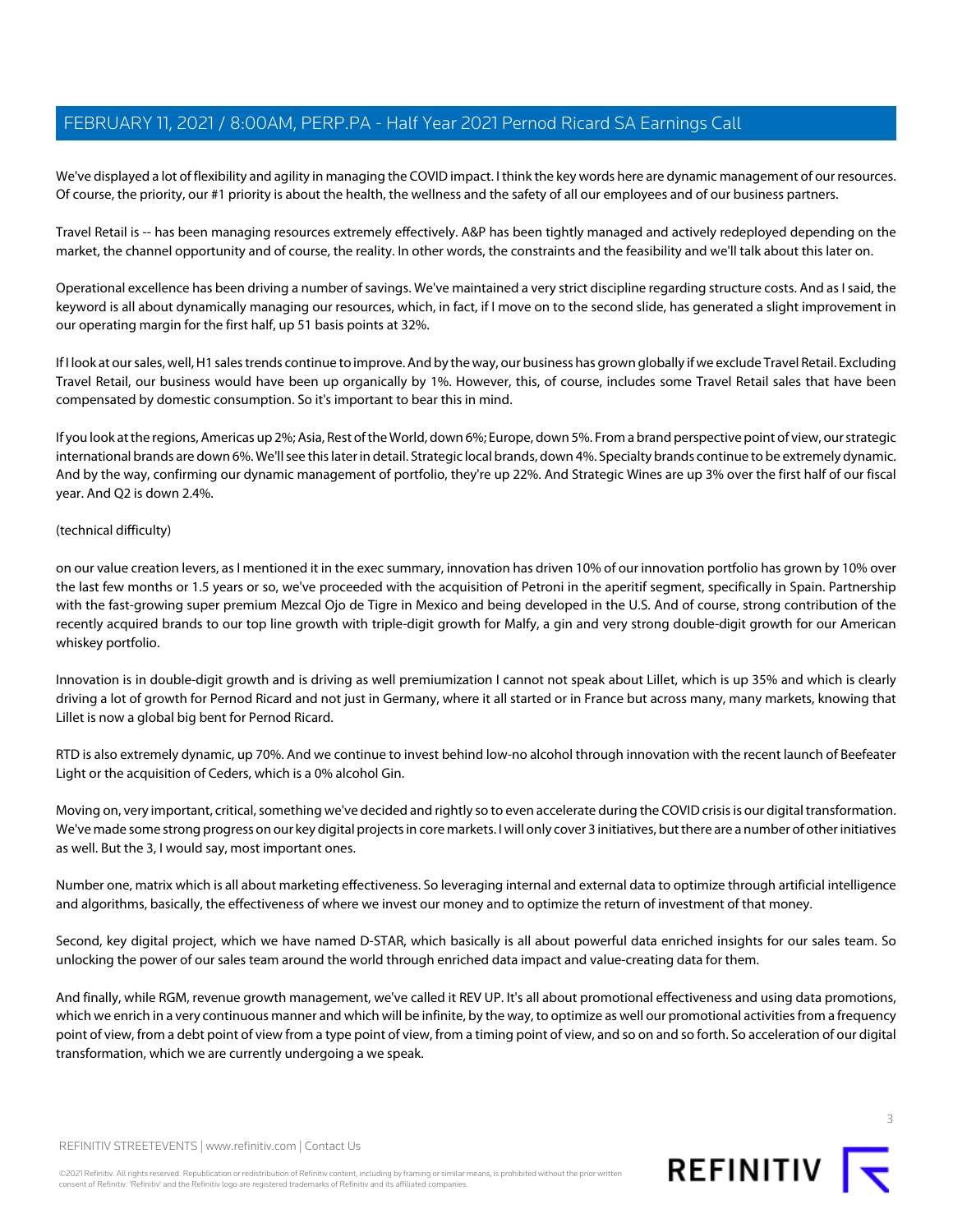We've displayed a lot of flexibility and agility in managing the COVID impact. I think the key words here are dynamic management of our resources. Of course, the priority, our #1 priority is about the health, the wellness and the safety of all our employees and of our business partners.

Travel Retail is -- has been managing resources extremely effectively. A&P has been tightly managed and actively redeployed depending on the market, the channel opportunity and of course, the reality. In other words, the constraints and the feasibility and we'll talk about this later on.

Operational excellence has been driving a number of savings. We've maintained a very strict discipline regarding structure costs. And as I said, the keyword is all about dynamically managing our resources, which, in fact, if I move on to the second slide, has generated a slight improvement in our operating margin for the first half, up 51 basis points at 32%.

If I look at our sales, well, H1 sales trends continue to improve. And by the way, our business has grown globally if we exclude Travel Retail. Excluding Travel Retail, our business would have been up organically by 1%. However, this, of course, includes some Travel Retail sales that have been compensated by domestic consumption. So it's important to bear this in mind.

If you look at the regions, Americas up 2%; Asia, Rest of the World, down 6%; Europe, down 5%. From a brand perspective point of view, our strategic international brands are down 6%. We'll see this later in detail. Strategic local brands, down 4%. Specialty brands continue to be extremely dynamic. And by the way, confirming our dynamic management of portfolio, they're up 22%. And Strategic Wines are up 3% over the first half of our fiscal year. And Q2 is down 2.4%.

(technical difficulty)

on our value creation levers, as I mentioned it in the exec summary, innovation has driven 10% of our innovation portfolio has grown by 10% over the last few months or 1.5 years or so, we've proceeded with the acquisition of Petroni in the aperitif segment, specifically in Spain. Partnership with the fast-growing super premium Mezcal Ojo de Tigre in Mexico and being developed in the U.S. And of course, strong contribution of the recently acquired brands to our top line growth with triple-digit growth for Malfy, a gin and very strong double-digit growth for our American whiskey portfolio.

Innovation is in double-digit growth and is driving as well premiumization I cannot not speak about Lillet, which is up 35% and which is clearly driving a lot of growth for Pernod Ricard and not just in Germany, where it all started or in France but across many, many markets, knowing that Lillet is now a global big bent for Pernod Ricard.

RTD is also extremely dynamic, up 70%. And we continue to invest behind low-no alcohol through innovation with the recent launch of Beefeater Light or the acquisition of Ceders, which is a 0% alcohol Gin.

Moving on, very important, critical, something we've decided and rightly so to even accelerate during the COVID crisis is our digital transformation. We've made some strong progress on our key digital projects in core markets. I will only cover 3 initiatives, but there are a number of other initiatives as well. But the 3, I would say, most important ones.

Number one, matrix which is all about marketing effectiveness. So leveraging internal and external data to optimize through artificial intelligence and algorithms, basically, the effectiveness of where we invest our money and to optimize the return of investment of that money.

Second, key digital project, which we have named D-STAR, which basically is all about powerful data enriched insights for our sales team. So unlocking the power of our sales team around the world through enriched data impact and value-creating data for them.

And finally, while RGM, revenue growth management, we've called it REV UP. It's all about promotional effectiveness and using data promotions, which we enrich in a very continuous manner and which will be infinite, by the way, to optimize as well our promotional activities from a frequency point of view, from a debt point of view from a type point of view, from a timing point of view, and so on and so forth. So acceleration of our digital transformation, which we are currently undergoing a we speak.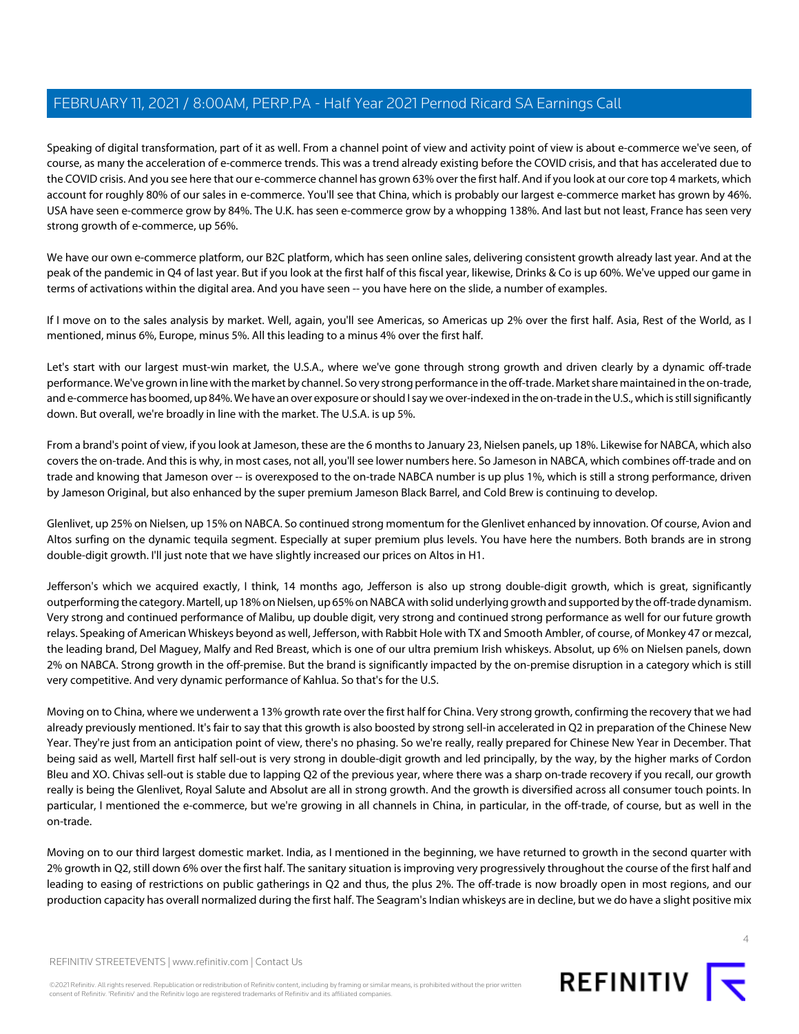Speaking of digital transformation, part of it as well. From a channel point of view and activity point of view is about e-commerce we've seen, of course, as many the acceleration of e-commerce trends. This was a trend already existing before the COVID crisis, and that has accelerated due to the COVID crisis. And you see here that our e-commerce channel has grown 63% over the first half. And if you look at our core top 4 markets, which account for roughly 80% of our sales in e-commerce. You'll see that China, which is probably our largest e-commerce market has grown by 46%. USA have seen e-commerce grow by 84%. The U.K. has seen e-commerce grow by a whopping 138%. And last but not least, France has seen very strong growth of e-commerce, up 56%.

We have our own e-commerce platform, our B2C platform, which has seen online sales, delivering consistent growth already last year. And at the peak of the pandemic in Q4 of last year. But if you look at the first half of this fiscal year, likewise, Drinks & Co is up 60%. We've upped our game in terms of activations within the digital area. And you have seen -- you have here on the slide, a number of examples.

If I move on to the sales analysis by market. Well, again, you'll see Americas, so Americas up 2% over the first half. Asia, Rest of the World, as I mentioned, minus 6%, Europe, minus 5%. All this leading to a minus 4% over the first half.

Let's start with our largest must-win market, the U.S.A., where we've gone through strong growth and driven clearly by a dynamic off-trade performance. We've grown in line with the market by channel. So very strong performance in the off-trade. Market share maintained in the on-trade, and e-commerce has boomed, up 84%. We have an over exposure or should I say we over-indexed in the on-trade in the U.S., which is still significantly down. But overall, we're broadly in line with the market. The U.S.A. is up 5%.

From a brand's point of view, if you look at Jameson, these are the 6 months to January 23, Nielsen panels, up 18%. Likewise for NABCA, which also covers the on-trade. And this is why, in most cases, not all, you'll see lower numbers here. So Jameson in NABCA, which combines off-trade and on trade and knowing that Jameson over -- is overexposed to the on-trade NABCA number is up plus 1%, which is still a strong performance, driven by Jameson Original, but also enhanced by the super premium Jameson Black Barrel, and Cold Brew is continuing to develop.

Glenlivet, up 25% on Nielsen, up 15% on NABCA. So continued strong momentum for the Glenlivet enhanced by innovation. Of course, Avion and Altos surfing on the dynamic tequila segment. Especially at super premium plus levels. You have here the numbers. Both brands are in strong double-digit growth. I'll just note that we have slightly increased our prices on Altos in H1.

Jefferson's which we acquired exactly, I think, 14 months ago, Jefferson is also up strong double-digit growth, which is great, significantly outperforming the category. Martell, up 18% on Nielsen, up 65% on NABCA with solid underlying growth and supported by the off-trade dynamism. Very strong and continued performance of Malibu, up double digit, very strong and continued strong performance as well for our future growth relays. Speaking of American Whiskeys beyond as well, Jefferson, with Rabbit Hole with TX and Smooth Ambler, of course, of Monkey 47 or mezcal, the leading brand, Del Maguey, Malfy and Red Breast, which is one of our ultra premium Irish whiskeys. Absolut, up 6% on Nielsen panels, down 2% on NABCA. Strong growth in the off-premise. But the brand is significantly impacted by the on-premise disruption in a category which is still very competitive. And very dynamic performance of Kahlua. So that's for the U.S.

Moving on to China, where we underwent a 13% growth rate over the first half for China. Very strong growth, confirming the recovery that we had already previously mentioned. It's fair to say that this growth is also boosted by strong sell-in accelerated in Q2 in preparation of the Chinese New Year. They're just from an anticipation point of view, there's no phasing. So we're really, really prepared for Chinese New Year in December. That being said as well, Martell first half sell-out is very strong in double-digit growth and led principally, by the way, by the higher marks of Cordon Bleu and XO. Chivas sell-out is stable due to lapping Q2 of the previous year, where there was a sharp on-trade recovery if you recall, our growth really is being the Glenlivet, Royal Salute and Absolut are all in strong growth. And the growth is diversified across all consumer touch points. In particular, I mentioned the e-commerce, but we're growing in all channels in China, in particular, in the off-trade, of course, but as well in the on-trade.

Moving on to our third largest domestic market. India, as I mentioned in the beginning, we have returned to growth in the second quarter with 2% growth in Q2, still down 6% over the first half. The sanitary situation is improving very progressively throughout the course of the first half and leading to easing of restrictions on public gatherings in Q2 and thus, the plus 2%. The off-trade is now broadly open in most regions, and our production capacity has overall normalized during the first half. The Seagram's Indian whiskeys are in decline, but we do have a slight positive mix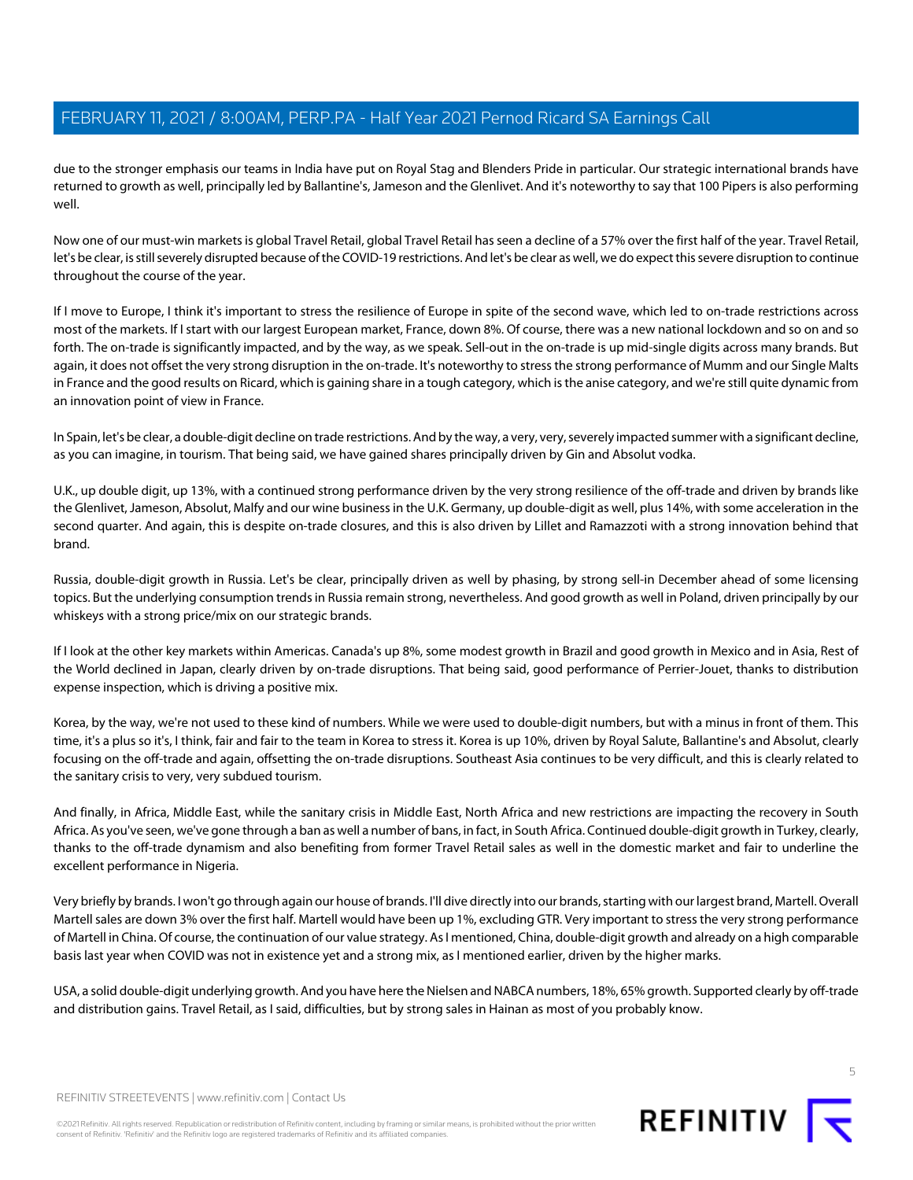due to the stronger emphasis our teams in India have put on Royal Stag and Blenders Pride in particular. Our strategic international brands have returned to growth as well, principally led by Ballantine's, Jameson and the Glenlivet. And it's noteworthy to say that 100 Pipers is also performing well.

Now one of our must-win markets is global Travel Retail, global Travel Retail has seen a decline of a 57% over the first half of the year. Travel Retail, let's be clear, is still severely disrupted because of the COVID-19 restrictions. And let's be clear as well, we do expect this severe disruption to continue throughout the course of the year.

If I move to Europe, I think it's important to stress the resilience of Europe in spite of the second wave, which led to on-trade restrictions across most of the markets. If I start with our largest European market, France, down 8%. Of course, there was a new national lockdown and so on and so forth. The on-trade is significantly impacted, and by the way, as we speak. Sell-out in the on-trade is up mid-single digits across many brands. But again, it does not offset the very strong disruption in the on-trade. It's noteworthy to stress the strong performance of Mumm and our Single Malts in France and the good results on Ricard, which is gaining share in a tough category, which is the anise category, and we're still quite dynamic from an innovation point of view in France.

In Spain, let's be clear, a double-digit decline on trade restrictions. And by the way, a very, very, severely impacted summer with a significant decline, as you can imagine, in tourism. That being said, we have gained shares principally driven by Gin and Absolut vodka.

U.K., up double digit, up 13%, with a continued strong performance driven by the very strong resilience of the off-trade and driven by brands like the Glenlivet, Jameson, Absolut, Malfy and our wine business in the U.K. Germany, up double-digit as well, plus 14%, with some acceleration in the second quarter. And again, this is despite on-trade closures, and this is also driven by Lillet and Ramazzoti with a strong innovation behind that brand.

Russia, double-digit growth in Russia. Let's be clear, principally driven as well by phasing, by strong sell-in December ahead of some licensing topics. But the underlying consumption trends in Russia remain strong, nevertheless. And good growth as well in Poland, driven principally by our whiskeys with a strong price/mix on our strategic brands.

If I look at the other key markets within Americas. Canada's up 8%, some modest growth in Brazil and good growth in Mexico and in Asia, Rest of the World declined in Japan, clearly driven by on-trade disruptions. That being said, good performance of Perrier-Jouet, thanks to distribution expense inspection, which is driving a positive mix.

Korea, by the way, we're not used to these kind of numbers. While we were used to double-digit numbers, but with a minus in front of them. This time, it's a plus so it's, I think, fair and fair to the team in Korea to stress it. Korea is up 10%, driven by Royal Salute, Ballantine's and Absolut, clearly focusing on the off-trade and again, offsetting the on-trade disruptions. Southeast Asia continues to be very difficult, and this is clearly related to the sanitary crisis to very, very subdued tourism.

And finally, in Africa, Middle East, while the sanitary crisis in Middle East, North Africa and new restrictions are impacting the recovery in South Africa. As you've seen, we've gone through a ban as well a number of bans, in fact, in South Africa. Continued double-digit growth in Turkey, clearly, thanks to the off-trade dynamism and also benefiting from former Travel Retail sales as well in the domestic market and fair to underline the excellent performance in Nigeria.

Very briefly by brands. I won't go through again our house of brands. I'll dive directly into our brands, starting with our largest brand, Martell. Overall Martell sales are down 3% over the first half. Martell would have been up 1%, excluding GTR. Very important to stress the very strong performance of Martell in China. Of course, the continuation of our value strategy. As I mentioned, China, double-digit growth and already on a high comparable basis last year when COVID was not in existence yet and a strong mix, as I mentioned earlier, driven by the higher marks.

USA, a solid double-digit underlying growth. And you have here the Nielsen and NABCA numbers, 18%, 65% growth. Supported clearly by off-trade and distribution gains. Travel Retail, as I said, difficulties, but by strong sales in Hainan as most of you probably know.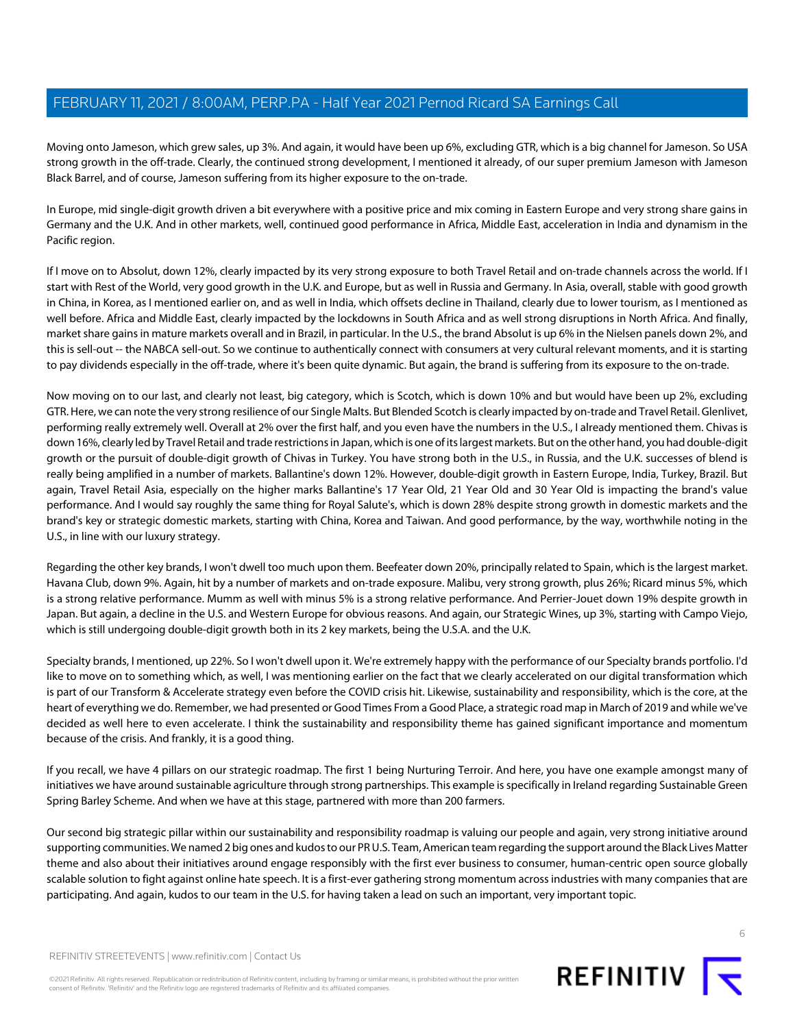Moving onto Jameson, which grew sales, up 3%. And again, it would have been up 6%, excluding GTR, which is a big channel for Jameson. So USA strong growth in the off-trade. Clearly, the continued strong development, I mentioned it already, of our super premium Jameson with Jameson Black Barrel, and of course, Jameson suffering from its higher exposure to the on-trade.

In Europe, mid single-digit growth driven a bit everywhere with a positive price and mix coming in Eastern Europe and very strong share gains in Germany and the U.K. And in other markets, well, continued good performance in Africa, Middle East, acceleration in India and dynamism in the Pacific region.

If I move on to Absolut, down 12%, clearly impacted by its very strong exposure to both Travel Retail and on-trade channels across the world. If I start with Rest of the World, very good growth in the U.K. and Europe, but as well in Russia and Germany. In Asia, overall, stable with good growth in China, in Korea, as I mentioned earlier on, and as well in India, which offsets decline in Thailand, clearly due to lower tourism, as I mentioned as well before. Africa and Middle East, clearly impacted by the lockdowns in South Africa and as well strong disruptions in North Africa. And finally, market share gains in mature markets overall and in Brazil, in particular. In the U.S., the brand Absolut is up 6% in the Nielsen panels down 2%, and this is sell-out -- the NABCA sell-out. So we continue to authentically connect with consumers at very cultural relevant moments, and it is starting to pay dividends especially in the off-trade, where it's been quite dynamic. But again, the brand is suffering from its exposure to the on-trade.

Now moving on to our last, and clearly not least, big category, which is Scotch, which is down 10% and but would have been up 2%, excluding GTR. Here, we can note the very strong resilience of our Single Malts. But Blended Scotch is clearly impacted by on-trade and Travel Retail. Glenlivet, performing really extremely well. Overall at 2% over the first half, and you even have the numbers in the U.S., I already mentioned them. Chivas is down 16%, clearly led by Travel Retail and trade restrictions in Japan, which is one of its largest markets. But on the other hand, you had double-digit growth or the pursuit of double-digit growth of Chivas in Turkey. You have strong both in the U.S., in Russia, and the U.K. successes of blend is really being amplified in a number of markets. Ballantine's down 12%. However, double-digit growth in Eastern Europe, India, Turkey, Brazil. But again, Travel Retail Asia, especially on the higher marks Ballantine's 17 Year Old, 21 Year Old and 30 Year Old is impacting the brand's value performance. And I would say roughly the same thing for Royal Salute's, which is down 28% despite strong growth in domestic markets and the brand's key or strategic domestic markets, starting with China, Korea and Taiwan. And good performance, by the way, worthwhile noting in the U.S., in line with our luxury strategy.

Regarding the other key brands, I won't dwell too much upon them. Beefeater down 20%, principally related to Spain, which is the largest market. Havana Club, down 9%. Again, hit by a number of markets and on-trade exposure. Malibu, very strong growth, plus 26%; Ricard minus 5%, which is a strong relative performance. Mumm as well with minus 5% is a strong relative performance. And Perrier-Jouet down 19% despite growth in Japan. But again, a decline in the U.S. and Western Europe for obvious reasons. And again, our Strategic Wines, up 3%, starting with Campo Viejo, which is still undergoing double-digit growth both in its 2 key markets, being the U.S.A. and the U.K.

Specialty brands, I mentioned, up 22%. So I won't dwell upon it. We're extremely happy with the performance of our Specialty brands portfolio. I'd like to move on to something which, as well, I was mentioning earlier on the fact that we clearly accelerated on our digital transformation which is part of our Transform & Accelerate strategy even before the COVID crisis hit. Likewise, sustainability and responsibility, which is the core, at the heart of everything we do. Remember, we had presented or Good Times From a Good Place, a strategic road map in March of 2019 and while we've decided as well here to even accelerate. I think the sustainability and responsibility theme has gained significant importance and momentum because of the crisis. And frankly, it is a good thing.

If you recall, we have 4 pillars on our strategic roadmap. The first 1 being Nurturing Terroir. And here, you have one example amongst many of initiatives we have around sustainable agriculture through strong partnerships. This example is specifically in Ireland regarding Sustainable Green Spring Barley Scheme. And when we have at this stage, partnered with more than 200 farmers.

Our second big strategic pillar within our sustainability and responsibility roadmap is valuing our people and again, very strong initiative around supporting communities. We named 2 big ones and kudos to our PR U.S. Team, American team regarding the support around the Black Lives Matter theme and also about their initiatives around engage responsibly with the first ever business to consumer, human-centric open source globally scalable solution to fight against online hate speech. It is a first-ever gathering strong momentum across industries with many companies that are participating. And again, kudos to our team in the U.S. for having taken a lead on such an important, very important topic.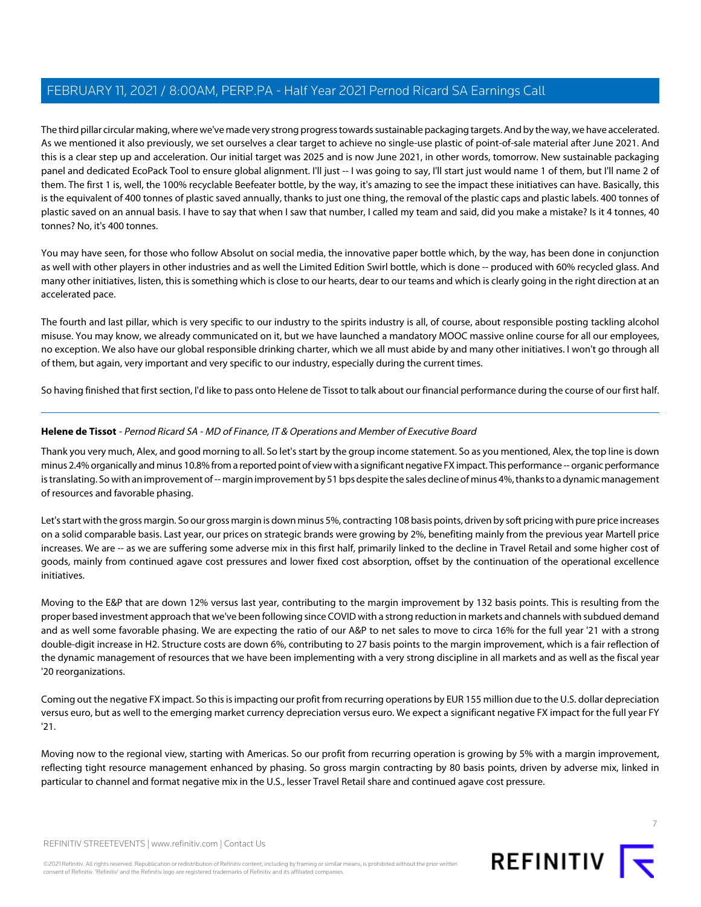The third pillar circular making, where we've made very strong progress towards sustainable packaging targets. And by the way, we have accelerated. As we mentioned it also previously, we set ourselves a clear target to achieve no single-use plastic of point-of-sale material after June 2021. And this is a clear step up and acceleration. Our initial target was 2025 and is now June 2021, in other words, tomorrow. New sustainable packaging panel and dedicated EcoPack Tool to ensure global alignment. I'll just -- I was going to say, I'll start just would name 1 of them, but I'll name 2 of them. The first 1 is, well, the 100% recyclable Beefeater bottle, by the way, it's amazing to see the impact these initiatives can have. Basically, this is the equivalent of 400 tonnes of plastic saved annually, thanks to just one thing, the removal of the plastic caps and plastic labels. 400 tonnes of plastic saved on an annual basis. I have to say that when I saw that number, I called my team and said, did you make a mistake? Is it 4 tonnes, 40 tonnes? No, it's 400 tonnes.

You may have seen, for those who follow Absolut on social media, the innovative paper bottle which, by the way, has been done in conjunction as well with other players in other industries and as well the Limited Edition Swirl bottle, which is done -- produced with 60% recycled glass. And many other initiatives, listen, this is something which is close to our hearts, dear to our teams and which is clearly going in the right direction at an accelerated pace.

The fourth and last pillar, which is very specific to our industry to the spirits industry is all, of course, about responsible posting tackling alcohol misuse. You may know, we already communicated on it, but we have launched a mandatory MOOC massive online course for all our employees, no exception. We also have our global responsible drinking charter, which we all must abide by and many other initiatives. I won't go through all of them, but again, very important and very specific to our industry, especially during the current times.

So having finished that first section, I'd like to pass onto Helene de Tissot to talk about our financial performance during the course of our first half.

---

**Helene de Tissot** - *Pernod Ricard SA - MD of Finance, IT & Operations and Member of Executive Board*

Thank you very much, Alex, and good morning to all. So let's start by the group income statement. So as you mentioned, Alex, the top line is down minus 2.4% organically and minus 10.8% from a reported point of view with a significant negative FX impact. This performance -- organic performance is translating. So with an improvement of -- margin improvement by 51 bps despite the sales decline of minus 4%, thanks to a dynamic management of resources and favorable phasing.

Let's start with the gross margin. So our gross margin is down minus 5%, contracting 108 basis points, driven by soft pricing with pure price increases on a solid comparable basis. Last year, our prices on strategic brands were growing by 2%, benefiting mainly from the previous year Martell price increases. We are -- as we are suffering some adverse mix in this first half, primarily linked to the decline in Travel Retail and some higher cost of goods, mainly from continued agave cost pressures and lower fixed cost absorption, offset by the continuation of the operational excellence initiatives.

Moving to the E&P that are down 12% versus last year, contributing to the margin improvement by 132 basis points. This is resulting from the proper based investment approach that we've been following since COVID with a strong reduction in markets and channels with subdued demand and as well some favorable phasing. We are expecting the ratio of our A&P to net sales to move to circa 16% for the full year '21 with a strong double-digit increase in H2. Structure costs are down 6%, contributing to 27 basis points to the margin improvement, which is a fair reflection of the dynamic management of resources that we have been implementing with a very strong discipline in all markets and as well as the fiscal year '20 reorganizations.

Coming out the negative FX impact. So this is impacting our profit from recurring operations by EUR 155 million due to the U.S. dollar depreciation versus euro, but as well to the emerging market currency depreciation versus euro. We expect a significant negative FX impact for the full year FY '21.

Moving now to the regional view, starting with Americas. So our profit from recurring operation is growing by 5% with a margin improvement, reflecting tight resource management enhanced by phasing. So gross margin contracting by 80 basis points, driven by adverse mix, linked in particular to channel and format negative mix in the U.S., lesser Travel Retail share and continued agave cost pressure.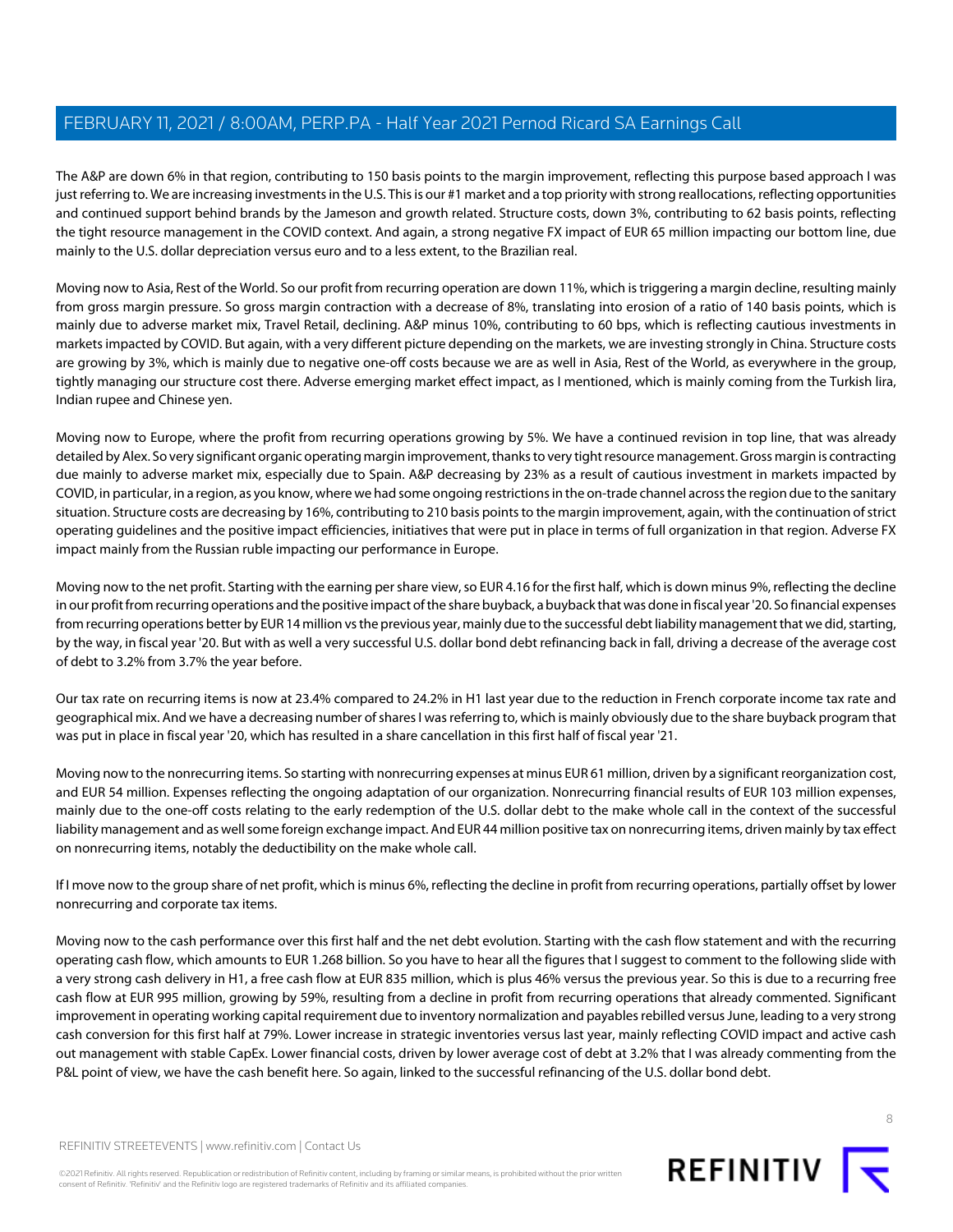The A&P are down 6% in that region, contributing to 150 basis points to the margin improvement, reflecting this purpose based approach I was just referring to. We are increasing investments in the U.S. This is our #1 market and a top priority with strong reallocations, reflecting opportunities and continued support behind brands by the Jameson and growth related. Structure costs, down 3%, contributing to 62 basis points, reflecting the tight resource management in the COVID context. And again, a strong negative FX impact of EUR 65 million impacting our bottom line, due mainly to the U.S. dollar depreciation versus euro and to a less extent, to the Brazilian real.

Moving now to Asia, Rest of the World. So our profit from recurring operation are down 11%, which is triggering a margin decline, resulting mainly from gross margin pressure. So gross margin contraction with a decrease of 8%, translating into erosion of a ratio of 140 basis points, which is mainly due to adverse market mix, Travel Retail, declining. A&P minus 10%, contributing to 60 bps, which is reflecting cautious investments in markets impacted by COVID. But again, with a very different picture depending on the markets, we are investing strongly in China. Structure costs are growing by 3%, which is mainly due to negative one-off costs because we are as well in Asia, Rest of the World, as everywhere in the group, tightly managing our structure cost there. Adverse emerging market effect impact, as I mentioned, which is mainly coming from the Turkish lira, Indian rupee and Chinese yen.

Moving now to Europe, where the profit from recurring operations growing by 5%. We have a continued revision in top line, that was already detailed by Alex. So very significant organic operating margin improvement, thanks to very tight resource management. Gross margin is contracting due mainly to adverse market mix, especially due to Spain. A&P decreasing by 23% as a result of cautious investment in markets impacted by COVID, in particular, in a region, as you know, where we had some ongoing restrictions in the on-trade channel across the region due to the sanitary situation. Structure costs are decreasing by 16%, contributing to 210 basis points to the margin improvement, again, with the continuation of strict operating guidelines and the positive impact efficiencies, initiatives that were put in place in terms of full organization in that region. Adverse FX impact mainly from the Russian ruble impacting our performance in Europe.

Moving now to the net profit. Starting with the earning per share view, so EUR 4.16 for the first half, which is down minus 9%, reflecting the decline in our profit from recurring operations and the positive impact of the share buyback, a buyback that was done in fiscal year '20. So financial expenses from recurring operations better by EUR 14 million vs the previous year, mainly due to the successful debt liability management that we did, starting, by the way, in fiscal year '20. But with as well a very successful U.S. dollar bond debt refinancing back in fall, driving a decrease of the average cost of debt to 3.2% from 3.7% the year before.

Our tax rate on recurring items is now at 23.4% compared to 24.2% in H1 last year due to the reduction in French corporate income tax rate and geographical mix. And we have a decreasing number of shares I was referring to, which is mainly obviously due to the share buyback program that was put in place in fiscal year '20, which has resulted in a share cancellation in this first half of fiscal year '21.

Moving now to the nonrecurring items. So starting with nonrecurring expenses at minus EUR 61 million, driven by a significant reorganization cost, and EUR 54 million. Expenses reflecting the ongoing adaptation of our organization. Nonrecurring financial results of EUR 103 million expenses, mainly due to the one-off costs relating to the early redemption of the U.S. dollar debt to the make whole call in the context of the successful liability management and as well some foreign exchange impact. And EUR 44 million positive tax on nonrecurring items, driven mainly by tax effect on nonrecurring items, notably the deductibility on the make whole call.

If I move now to the group share of net profit, which is minus 6%, reflecting the decline in profit from recurring operations, partially offset by lower nonrecurring and corporate tax items.

Moving now to the cash performance over this first half and the net debt evolution. Starting with the cash flow statement and with the recurring operating cash flow, which amounts to EUR 1.268 billion. So you have to hear all the figures that I suggest to comment to the following slide with a very strong cash delivery in H1, a free cash flow at EUR 835 million, which is plus 46% versus the previous year. So this is due to a recurring free cash flow at EUR 995 million, growing by 59%, resulting from a decline in profit from recurring operations that already commented. Significant improvement in operating working capital requirement due to inventory normalization and payables rebilled versus June, leading to a very strong cash conversion for this first half at 79%. Lower increase in strategic inventories versus last year, mainly reflecting COVID impact and active cash out management with stable CapEx. Lower financial costs, driven by lower average cost of debt at 3.2% that I was already commenting from the P&L point of view, we have the cash benefit here. So again, linked to the successful refinancing of the U.S. dollar bond debt.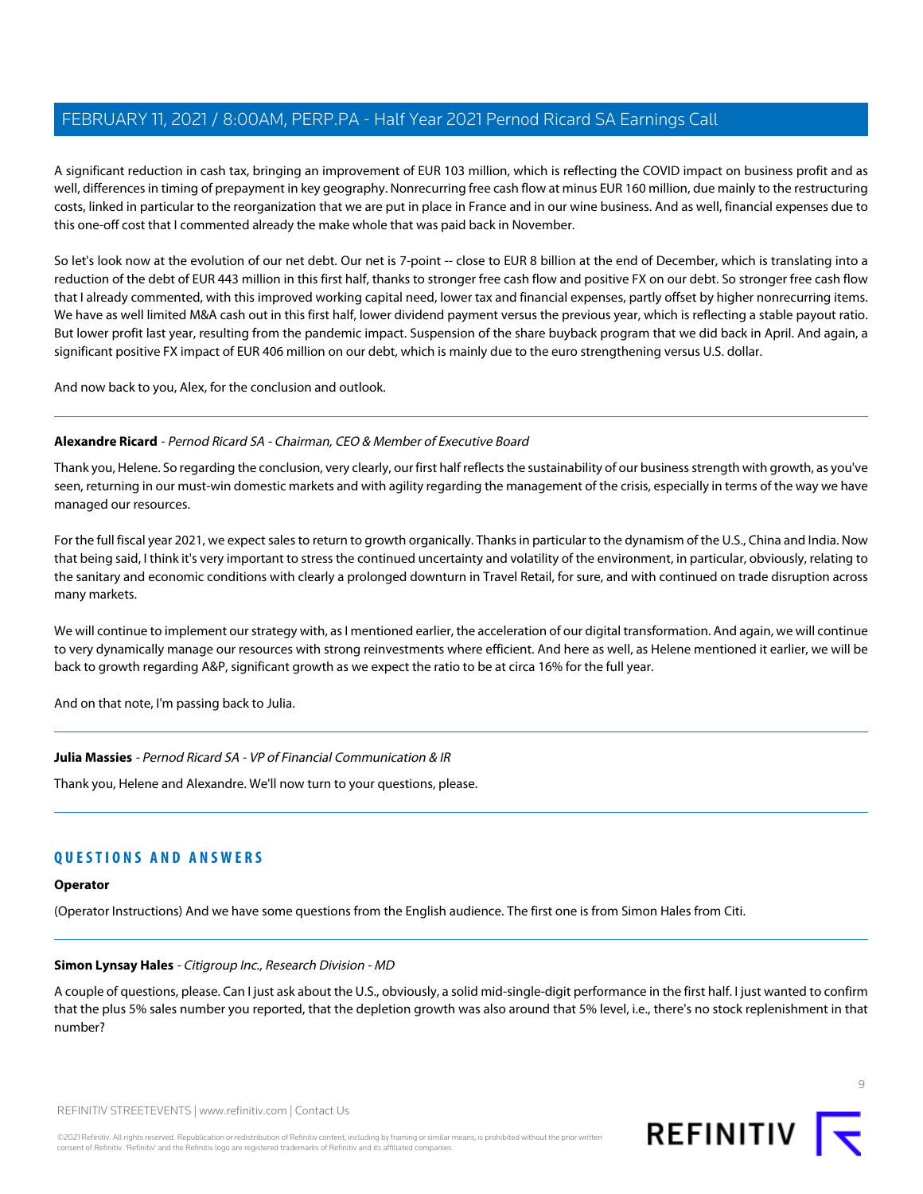A significant reduction in cash tax, bringing an improvement of EUR 103 million, which is reflecting the COVID impact on business profit and as well, differences in timing of prepayment in key geography. Nonrecurring free cash flow at minus EUR 160 million, due mainly to the restructuring costs, linked in particular to the reorganization that we are put in place in France and in our wine business. And as well, financial expenses due to this one-off cost that I commented already the make whole that was paid back in November.

So let's look now at the evolution of our net debt. Our net is 7-point -- close to EUR 8 billion at the end of December, which is translating into a reduction of the debt of EUR 443 million in this first half, thanks to stronger free cash flow and positive FX on our debt. So stronger free cash flow that I already commented, with this improved working capital need, lower tax and financial expenses, partly offset by higher nonrecurring items. We have as well limited M&A cash out in this first half, lower dividend payment versus the previous year, which is reflecting a stable payout ratio. But lower profit last year, resulting from the pandemic impact. Suspension of the share buyback program that we did back in April. And again, a significant positive FX impact of EUR 406 million on our debt, which is mainly due to the euro strengthening versus U.S. dollar.

And now back to you, Alex, for the conclusion and outlook.

---

**Alexandre Ricard** - *Pernod Ricard SA - Chairman, CEO & Member of Executive Board*

Thank you, Helene. So regarding the conclusion, very clearly, our first half reflects the sustainability of our business strength with growth, as you've seen, returning in our must-win domestic markets and with agility regarding the management of the crisis, especially in terms of the way we have managed our resources.

For the full fiscal year 2021, we expect sales to return to growth organically. Thanks in particular to the dynamism of the U.S., China and India. Now that being said, I think it's very important to stress the continued uncertainty and volatility of the environment, in particular, obviously, relating to the sanitary and economic conditions with clearly a prolonged downturn in Travel Retail, for sure, and with continued on trade disruption across many markets.

We will continue to implement our strategy with, as I mentioned earlier, the acceleration of our digital transformation. And again, we will continue to very dynamically manage our resources with strong reinvestments where efficient. And here as well, as Helene mentioned it earlier, we will be back to growth regarding A&P, significant growth as we expect the ratio to be at circa 16% for the full year.

And on that note, I'm passing back to Julia.

---

**Julia Massies** - *Pernod Ricard SA - VP of Financial Communication & IR*

Thank you, Helene and Alexandre. We'll now turn to your questions, please.

---

## QUESTIONS AND ANSWERS

**Operator**

(Operator Instructions) And we have some questions from the English audience. The first one is from Simon Hales from Citi.

---

**Simon Lynsay Hales** - *Citigroup Inc., Research Division - MD*

A couple of questions, please. Can I just ask about the U.S., obviously, a solid mid-single-digit performance in the first half. I just wanted to confirm that the plus 5% sales number you reported, that the depletion growth was also around that 5% level, i.e., there's no stock replenishment in that number?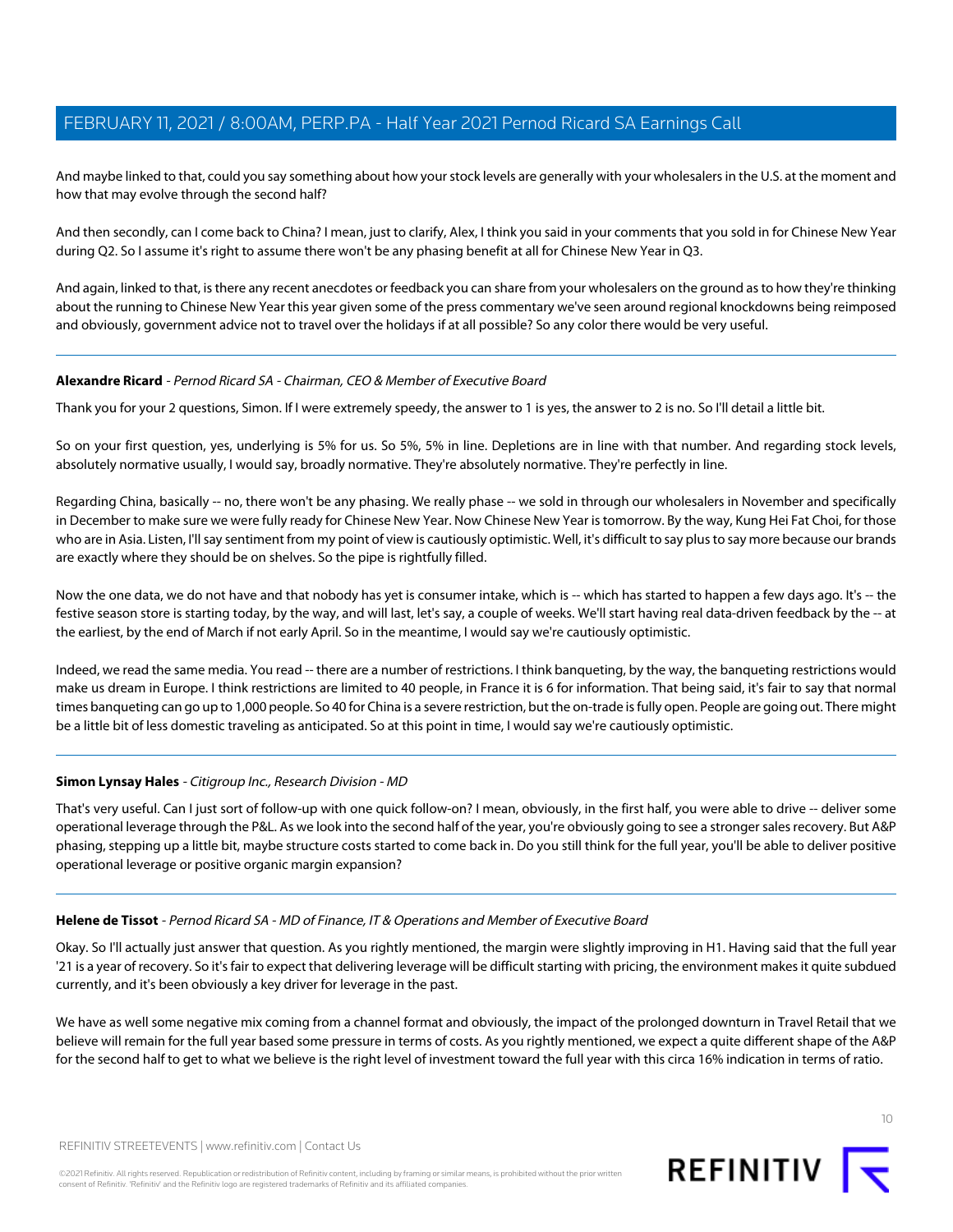And maybe linked to that, could you say something about how your stock levels are generally with your wholesalers in the U.S. at the moment and how that may evolve through the second half?

And then secondly, can I come back to China? I mean, just to clarify, Alex, I think you said in your comments that you sold in for Chinese New Year during Q2. So I assume it's right to assume there won't be any phasing benefit at all for Chinese New Year in Q3.

And again, linked to that, is there any recent anecdotes or feedback you can share from your wholesalers on the ground as to how they're thinking about the running to Chinese New Year this year given some of the press commentary we've seen around regional knockdowns being reimposed and obviously, government advice not to travel over the holidays if at all possible? So any color there would be very useful.

---

**Alexandre Ricard** *- Pernod Ricard SA - Chairman, CEO & Member of Executive Board*

Thank you for your 2 questions, Simon. If I were extremely speedy, the answer to 1 is yes, the answer to 2 is no. So I'll detail a little bit.

So on your first question, yes, underlying is 5% for us. So 5%, 5% in line. Depletions are in line with that number. And regarding stock levels, absolutely normative usually, I would say, broadly normative. They're absolutely normative. They're perfectly in line.

Regarding China, basically -- no, there won't be any phasing. We really phase -- we sold in through our wholesalers in November and specifically in December to make sure we were fully ready for Chinese New Year. Now Chinese New Year is tomorrow. By the way, Kung Hei Fat Choi, for those who are in Asia. Listen, I'll say sentiment from my point of view is cautiously optimistic. Well, it's difficult to say plus to say more because our brands are exactly where they should be on shelves. So the pipe is rightfully filled.

Now the one data, we do not have and that nobody has yet is consumer intake, which is -- which has started to happen a few days ago. It's -- the festive season store is starting today, by the way, and will last, let's say, a couple of weeks. We'll start having real data-driven feedback by the -- at the earliest, by the end of March if not early April. So in the meantime, I would say we're cautiously optimistic.

Indeed, we read the same media. You read -- there are a number of restrictions. I think banqueting, by the way, the banqueting restrictions would make us dream in Europe. I think restrictions are limited to 40 people, in France it is 6 for information. That being said, it's fair to say that normal times banqueting can go up to 1,000 people. So 40 for China is a severe restriction, but the on-trade is fully open. People are going out. There might be a little bit of less domestic traveling as anticipated. So at this point in time, I would say we're cautiously optimistic.

---

**Simon Lynsay Hales** *- Citigroup Inc., Research Division - MD*

That's very useful. Can I just sort of follow-up with one quick follow-on? I mean, obviously, in the first half, you were able to drive -- deliver some operational leverage through the P&L. As we look into the second half of the year, you're obviously going to see a stronger sales recovery. But A&P phasing, stepping up a little bit, maybe structure costs started to come back in. Do you still think for the full year, you'll be able to deliver positive operational leverage or positive organic margin expansion?

---

**Helene de Tissot** *- Pernod Ricard SA - MD of Finance, IT & Operations and Member of Executive Board*

Okay. So I'll actually just answer that question. As you rightly mentioned, the margin were slightly improving in H1. Having said that the full year '21 is a year of recovery. So it's fair to expect that delivering leverage will be difficult starting with pricing, the environment makes it quite subdued currently, and it's been obviously a key driver for leverage in the past.

We have as well some negative mix coming from a channel format and obviously, the impact of the prolonged downturn in Travel Retail that we believe will remain for the full year based some pressure in terms of costs. As you rightly mentioned, we expect a quite different shape of the A&P for the second half to get to what we believe is the right level of investment toward the full year with this circa 16% indication in terms of ratio.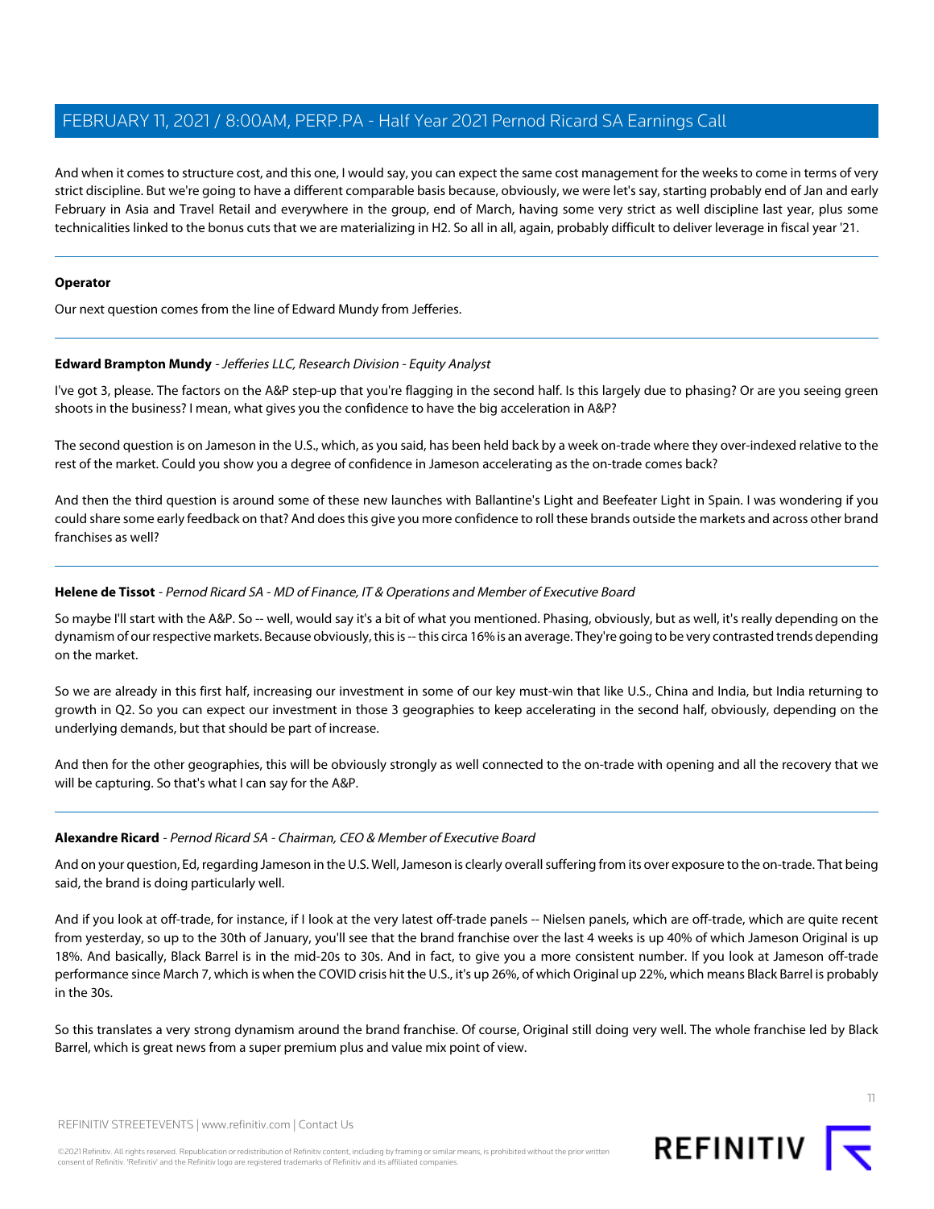And when it comes to structure cost, and this one, I would say, you can expect the same cost management for the weeks to come in terms of very strict discipline. But we're going to have a different comparable basis because, obviously, we were let's say, starting probably end of Jan and early February in Asia and Travel Retail and everywhere in the group, end of March, having some very strict as well discipline last year, plus some technicalities linked to the bonus cuts that we are materializing in H2. So all in all, again, probably difficult to deliver leverage in fiscal year '21.

---

**Operator**

Our next question comes from the line of Edward Mundy from Jefferies.

---

**Edward Brampton Mundy** - *Jefferies LLC, Research Division - Equity Analyst*

I've got 3, please. The factors on the A&P step-up that you're flagging in the second half. Is this largely due to phasing? Or are you seeing green shoots in the business? I mean, what gives you the confidence to have the big acceleration in A&P?

The second question is on Jameson in the U.S., which, as you said, has been held back by a week on-trade where they over-indexed relative to the rest of the market. Could you show you a degree of confidence in Jameson accelerating as the on-trade comes back?

And then the third question is around some of these new launches with Ballantine's Light and Beefeater Light in Spain. I was wondering if you could share some early feedback on that? And does this give you more confidence to roll these brands outside the markets and across other brand franchises as well?

---

**Helene de Tissot** - *Pernod Ricard SA - MD of Finance, IT & Operations and Member of Executive Board*

So maybe I'll start with the A&P. So -- well, would say it's a bit of what you mentioned. Phasing, obviously, but as well, it's really depending on the dynamism of our respective markets. Because obviously, this is -- this circa 16% is an average. They're going to be very contrasted trends depending on the market.

So we are already in this first half, increasing our investment in some of our key must-win that like U.S., China and India, but India returning to growth in Q2. So you can expect our investment in those 3 geographies to keep accelerating in the second half, obviously, depending on the underlying demands, but that should be part of increase.

And then for the other geographies, this will be obviously strongly as well connected to the on-trade with opening and all the recovery that we will be capturing. So that's what I can say for the A&P.

---

**Alexandre Ricard** - *Pernod Ricard SA - Chairman, CEO & Member of Executive Board*

And on your question, Ed, regarding Jameson in the U.S. Well, Jameson is clearly overall suffering from its over exposure to the on-trade. That being said, the brand is doing particularly well.

And if you look at off-trade, for instance, if I look at the very latest off-trade panels -- Nielsen panels, which are off-trade, which are quite recent from yesterday, so up to the 30th of January, you'll see that the brand franchise over the last 4 weeks is up 40% of which Jameson Original is up 18%. And basically, Black Barrel is in the mid-20s to 30s. And in fact, to give you a more consistent number. If you look at Jameson off-trade performance since March 7, which is when the COVID crisis hit the U.S., it's up 26%, of which Original up 22%, which means Black Barrel is probably in the 30s.

So this translates a very strong dynamism around the brand franchise. Of course, Original still doing very well. The whole franchise led by Black Barrel, which is great news from a super premium plus and value mix point of view.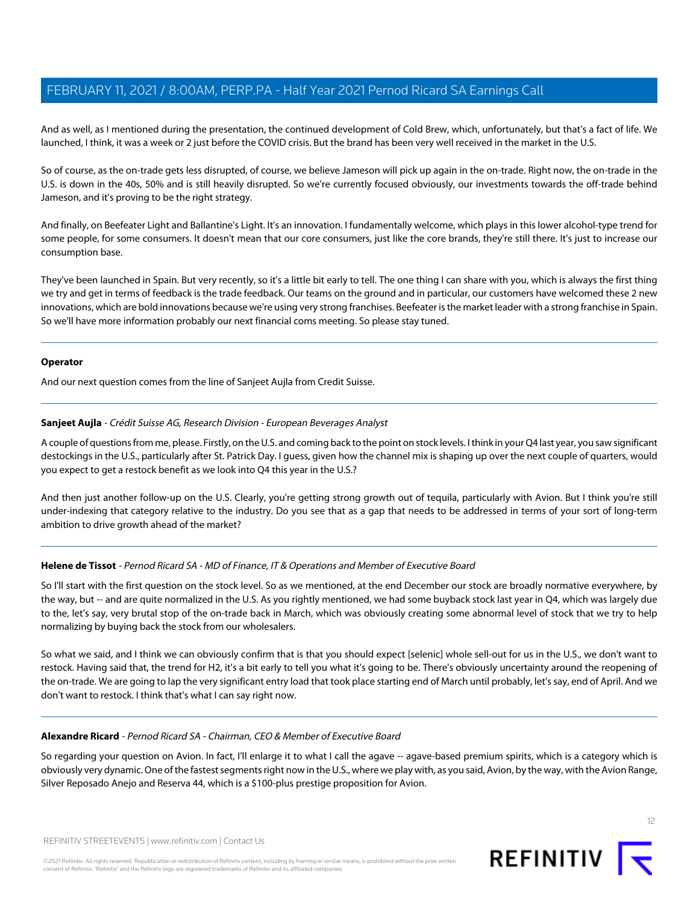And as well, as I mentioned during the presentation, the continued development of Cold Brew, which, unfortunately, but that's a fact of life. We launched, I think, it was a week or 2 just before the COVID crisis. But the brand has been very well received in the market in the U.S.

So of course, as the on-trade gets less disrupted, of course, we believe Jameson will pick up again in the on-trade. Right now, the on-trade in the U.S. is down in the 40s, 50% and is still heavily disrupted. So we're currently focused obviously, our investments towards the off-trade behind Jameson, and it's proving to be the right strategy.

And finally, on Beefeater Light and Ballantine's Light. It's an innovation. I fundamentally welcome, which plays in this lower alcohol-type trend for some people, for some consumers. It doesn't mean that our core consumers, just like the core brands, they're still there. It's just to increase our consumption base.

They've been launched in Spain. But very recently, so it's a little bit early to tell. The one thing I can share with you, which is always the first thing we try and get in terms of feedback is the trade feedback. Our teams on the ground and in particular, our customers have welcomed these 2 new innovations, which are bold innovations because we're using very strong franchises. Beefeater is the market leader with a strong franchise in Spain. So we'll have more information probably our next financial coms meeting. So please stay tuned.

---

**Operator**

And our next question comes from the line of Sanjeet Aujla from Credit Suisse.

---

**Sanjeet Aujla** - *Crédit Suisse AG, Research Division - European Beverages Analyst*

A couple of questions from me, please. Firstly, on the U.S. and coming back to the point on stock levels. I think in your Q4 last year, you saw significant destockings in the U.S., particularly after St. Patrick Day. I guess, given how the channel mix is shaping up over the next couple of quarters, would you expect to get a restock benefit as we look into Q4 this year in the U.S.?

And then just another follow-up on the U.S. Clearly, you're getting strong growth out of tequila, particularly with Avion. But I think you're still under-indexing that category relative to the industry. Do you see that as a gap that needs to be addressed in terms of your sort of long-term ambition to drive growth ahead of the market?

---

**Helene de Tissot** - *Pernod Ricard SA - MD of Finance, IT & Operations and Member of Executive Board*

So I'll start with the first question on the stock level. So as we mentioned, at the end December our stock are broadly normative everywhere, by the way, but -- and are quite normalized in the U.S. As you rightly mentioned, we had some buyback stock last year in Q4, which was largely due to the, let's say, very brutal stop of the on-trade back in March, which was obviously creating some abnormal level of stock that we try to help normalizing by buying back the stock from our wholesalers.

So what we said, and I think we can obviously confirm that is that you should expect [selenic] whole sell-out for us in the U.S., we don't want to restock. Having said that, the trend for H2, it's a bit early to tell you what it's going to be. There's obviously uncertainty around the reopening of the on-trade. We are going to lap the very significant entry load that took place starting end of March until probably, let's say, end of April. And we don't want to restock. I think that's what I can say right now.

---

**Alexandre Ricard** - *Pernod Ricard SA - Chairman, CEO & Member of Executive Board*

So regarding your question on Avion. In fact, I'll enlarge it to what I call the agave -- agave-based premium spirits, which is a category which is obviously very dynamic. One of the fastest segments right now in the U.S., where we play with, as you said, Avion, by the way, with the Avion Range, Silver Reposado Anejo and Reserva 44, which is a $100-plus prestige proposition for Avion.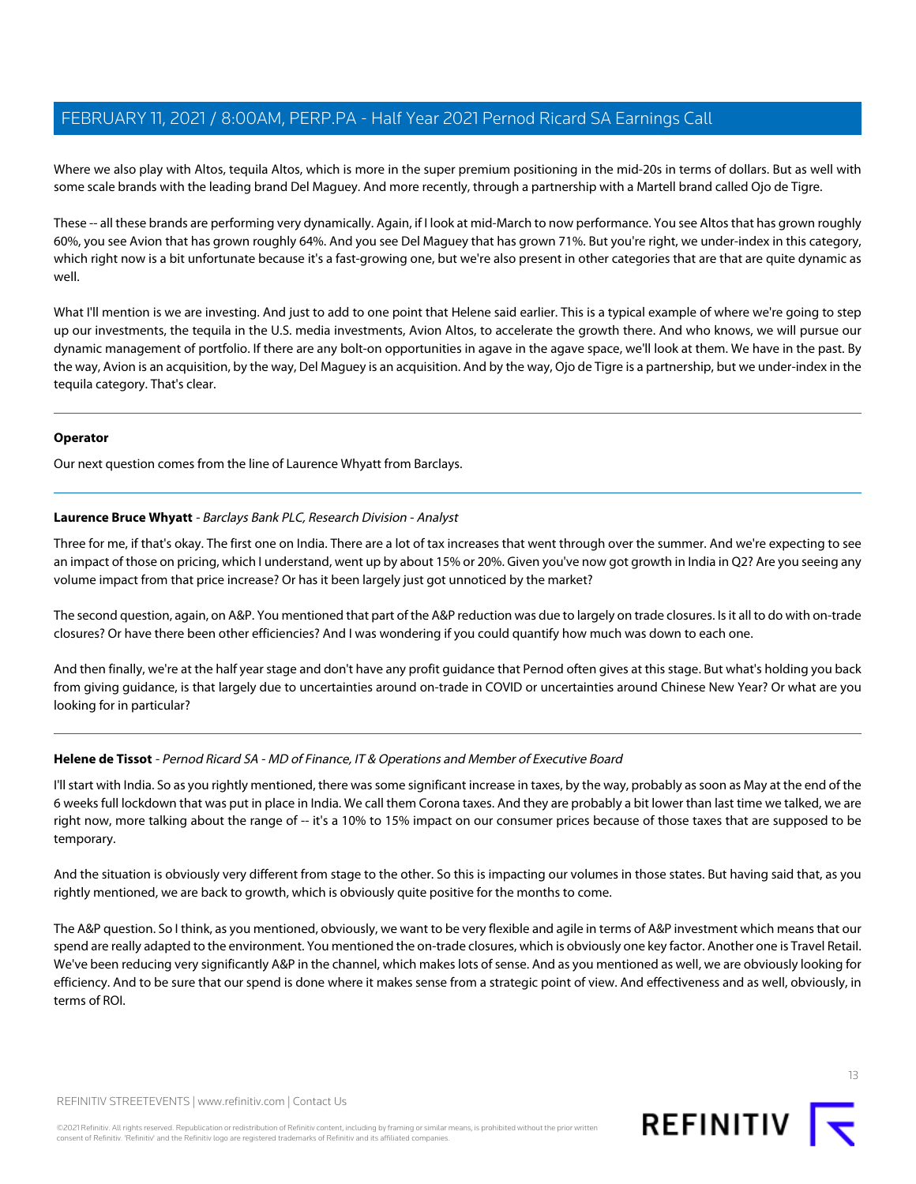Where we also play with Altos, tequila Altos, which is more in the super premium positioning in the mid-20s in terms of dollars. But as well with some scale brands with the leading brand Del Maguey. And more recently, through a partnership with a Martell brand called Ojo de Tigre.

These -- all these brands are performing very dynamically. Again, if I look at mid-March to now performance. You see Altos that has grown roughly 60%, you see Avion that has grown roughly 64%. And you see Del Maguey that has grown 71%. But you're right, we under-index in this category, which right now is a bit unfortunate because it's a fast-growing one, but we're also present in other categories that are that are quite dynamic as well.

What I'll mention is we are investing. And just to add to one point that Helene said earlier. This is a typical example of where we're going to step up our investments, the tequila in the U.S. media investments, Avion Altos, to accelerate the growth there. And who knows, we will pursue our dynamic management of portfolio. If there are any bolt-on opportunities in agave in the agave space, we'll look at them. We have in the past. By the way, Avion is an acquisition, by the way, Del Maguey is an acquisition. And by the way, Ojo de Tigre is a partnership, but we under-index in the tequila category. That's clear.

---

**Operator**

Our next question comes from the line of Laurence Whyatt from Barclays.

---

**Laurence Bruce Whyatt** - *Barclays Bank PLC, Research Division - Analyst*

Three for me, if that's okay. The first one on India. There are a lot of tax increases that went through over the summer. And we're expecting to see an impact of those on pricing, which I understand, went up by about 15% or 20%. Given you've now got growth in India in Q2? Are you seeing any volume impact from that price increase? Or has it been largely just got unnoticed by the market?

The second question, again, on A&P. You mentioned that part of the A&P reduction was due to largely on trade closures. Is it all to do with on-trade closures? Or have there been other efficiencies? And I was wondering if you could quantify how much was down to each one.

And then finally, we're at the half year stage and don't have any profit guidance that Pernod often gives at this stage. But what's holding you back from giving guidance, is that largely due to uncertainties around on-trade in COVID or uncertainties around Chinese New Year? Or what are you looking for in particular?

---

**Helene de Tissot** - *Pernod Ricard SA - MD of Finance, IT & Operations and Member of Executive Board*

I'll start with India. So as you rightly mentioned, there was some significant increase in taxes, by the way, probably as soon as May at the end of the 6 weeks full lockdown that was put in place in India. We call them Corona taxes. And they are probably a bit lower than last time we talked, we are right now, more talking about the range of -- it's a 10% to 15% impact on our consumer prices because of those taxes that are supposed to be temporary.

And the situation is obviously very different from stage to the other. So this is impacting our volumes in those states. But having said that, as you rightly mentioned, we are back to growth, which is obviously quite positive for the months to come.

The A&P question. So I think, as you mentioned, obviously, we want to be very flexible and agile in terms of A&P investment which means that our spend are really adapted to the environment. You mentioned the on-trade closures, which is obviously one key factor. Another one is Travel Retail. We've been reducing very significantly A&P in the channel, which makes lots of sense. And as you mentioned as well, we are obviously looking for efficiency. And to be sure that our spend is done where it makes sense from a strategic point of view. And effectiveness and as well, obviously, in terms of ROI.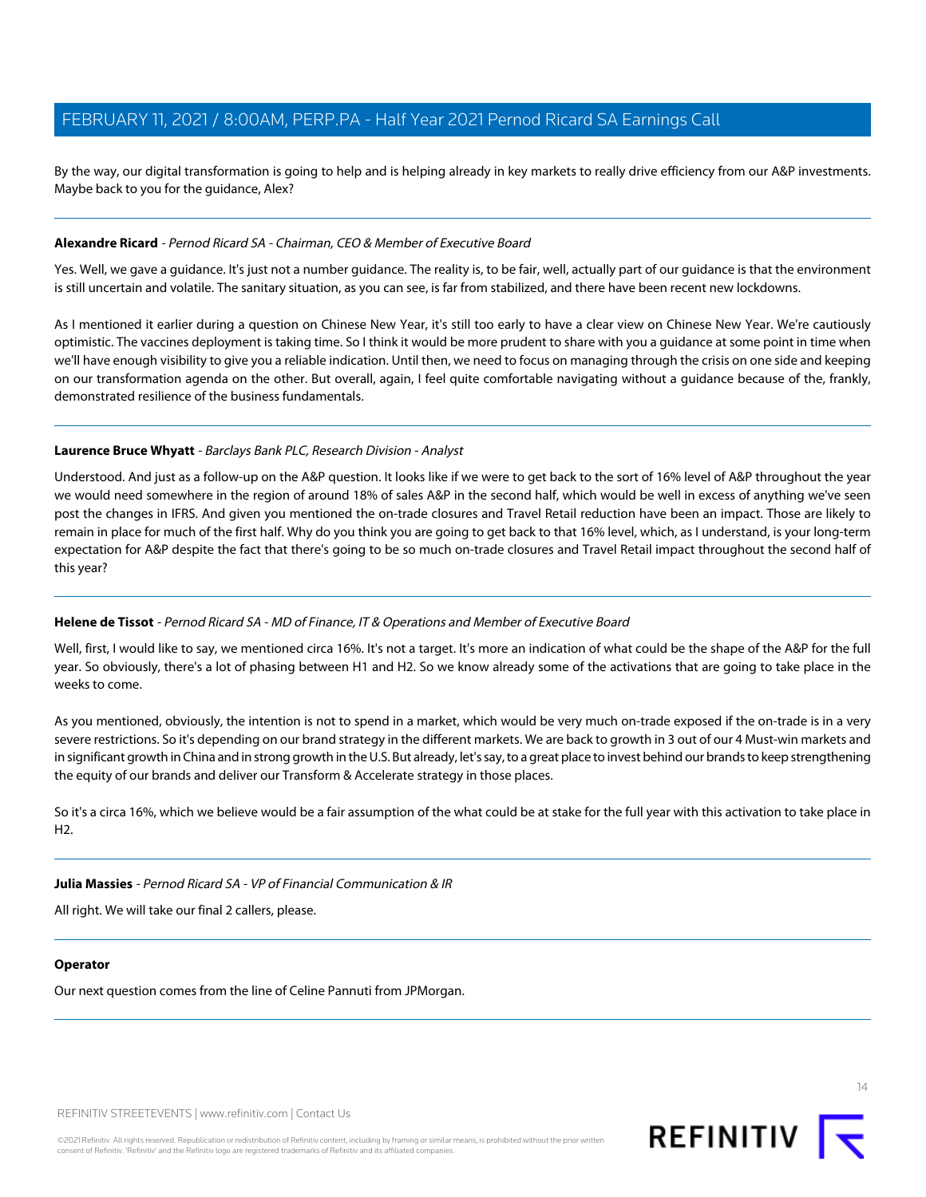By the way, our digital transformation is going to help and is helping already in key markets to really drive efficiency from our A&P investments. Maybe back to you for the guidance, Alex?

**Alexandre Ricard** - *Pernod Ricard SA - Chairman, CEO & Member of Executive Board*

Yes. Well, we gave a guidance. It's just not a number guidance. The reality is, to be fair, well, actually part of our guidance is that the environment is still uncertain and volatile. The sanitary situation, as you can see, is far from stabilized, and there have been recent new lockdowns.

As I mentioned it earlier during a question on Chinese New Year, it's still too early to have a clear view on Chinese New Year. We're cautiously optimistic. The vaccines deployment is taking time. So I think it would be more prudent to share with you a guidance at some point in time when we'll have enough visibility to give you a reliable indication. Until then, we need to focus on managing through the crisis on one side and keeping on our transformation agenda on the other. But overall, again, I feel quite comfortable navigating without a guidance because of the, frankly, demonstrated resilience of the business fundamentals.

**Laurence Bruce Whyatt** - *Barclays Bank PLC, Research Division - Analyst*

Understood. And just as a follow-up on the A&P question. It looks like if we were to get back to the sort of 16% level of A&P throughout the year we would need somewhere in the region of around 18% of sales A&P in the second half, which would be well in excess of anything we've seen post the changes in IFRS. And given you mentioned the on-trade closures and Travel Retail reduction have been an impact. Those are likely to remain in place for much of the first half. Why do you think you are going to get back to that 16% level, which, as I understand, is your long-term expectation for A&P despite the fact that there's going to be so much on-trade closures and Travel Retail impact throughout the second half of this year?

**Helene de Tissot** - *Pernod Ricard SA - MD of Finance, IT & Operations and Member of Executive Board*

Well, first, I would like to say, we mentioned circa 16%. It's not a target. It's more an indication of what could be the shape of the A&P for the full year. So obviously, there's a lot of phasing between H1 and H2. So we know already some of the activations that are going to take place in the weeks to come.

As you mentioned, obviously, the intention is not to spend in a market, which would be very much on-trade exposed if the on-trade is in a very severe restrictions. So it's depending on our brand strategy in the different markets. We are back to growth in 3 out of our 4 Must-win markets and in significant growth in China and in strong growth in the U.S. But already, let's say, to a great place to invest behind our brands to keep strengthening the equity of our brands and deliver our Transform & Accelerate strategy in those places.

So it's a circa 16%, which we believe would be a fair assumption of the what could be at stake for the full year with this activation to take place in H2.

**Julia Massies** - *Pernod Ricard SA - VP of Financial Communication & IR*

All right. We will take our final 2 callers, please.

**Operator**

Our next question comes from the line of Celine Pannuti from JPMorgan.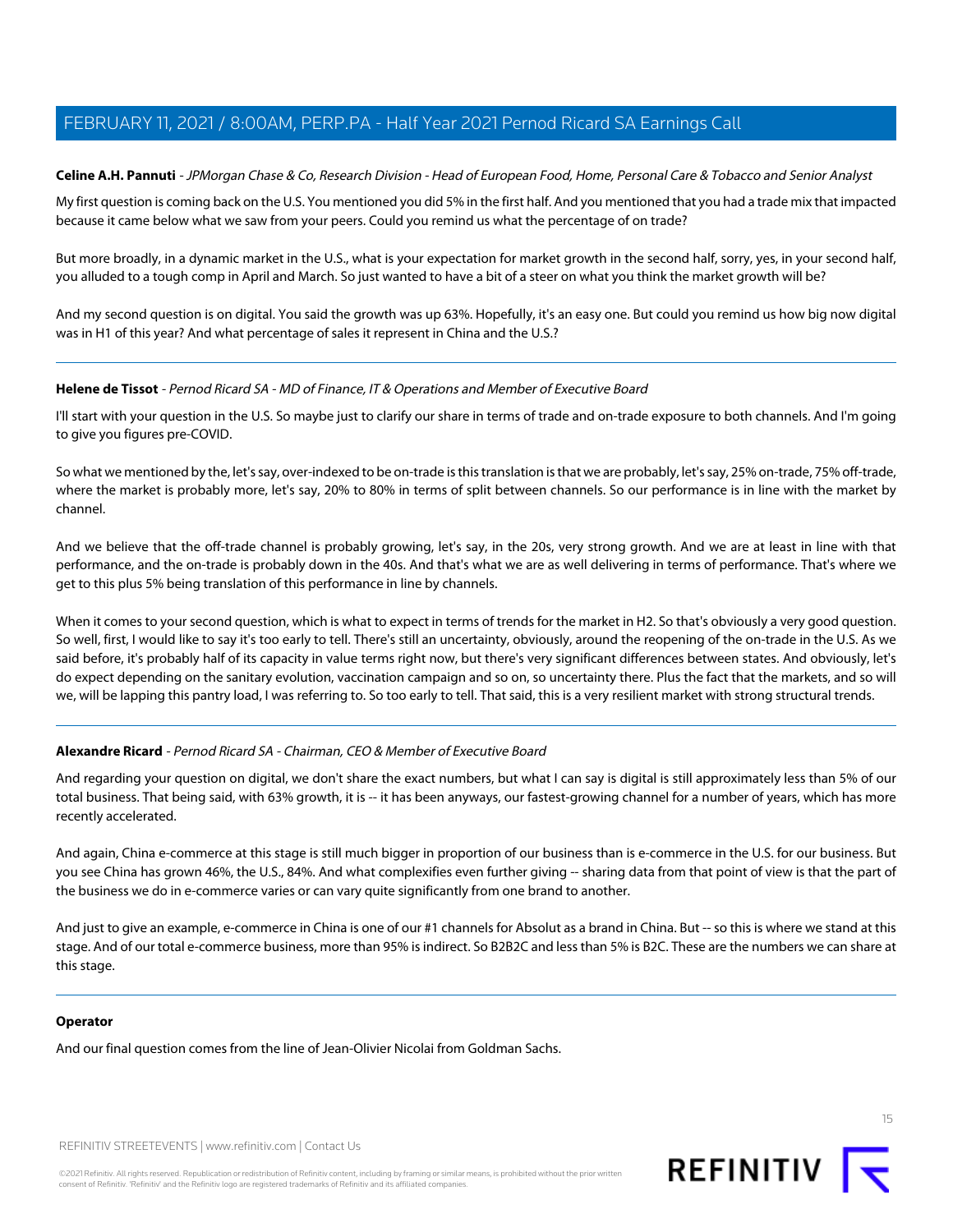**Celine A.H. Pannuti** - *JPMorgan Chase & Co, Research Division - Head of European Food, Home, Personal Care & Tobacco and Senior Analyst*

My first question is coming back on the U.S. You mentioned you did 5% in the first half. And you mentioned that you had a trade mix that impacted because it came below what we saw from your peers. Could you remind us what the percentage of on trade?

But more broadly, in a dynamic market in the U.S., what is your expectation for market growth in the second half, sorry, yes, in your second half, you alluded to a tough comp in April and March. So just wanted to have a bit of a steer on what you think the market growth will be?

And my second question is on digital. You said the growth was up 63%. Hopefully, it's an easy one. But could you remind us how big now digital was in H1 of this year? And what percentage of sales it represent in China and the U.S.?

---

**Helene de Tissot** - *Pernod Ricard SA - MD of Finance, IT & Operations and Member of Executive Board*

I'll start with your question in the U.S. So maybe just to clarify our share in terms of trade and on-trade exposure to both channels. And I'm going to give you figures pre-COVID.

So what we mentioned by the, let's say, over-indexed to be on-trade is this translation is that we are probably, let's say, 25% on-trade, 75% off-trade, where the market is probably more, let's say, 20% to 80% in terms of split between channels. So our performance is in line with the market by channel.

And we believe that the off-trade channel is probably growing, let's say, in the 20s, very strong growth. And we are at least in line with that performance, and the on-trade is probably down in the 40s. And that's what we are as well delivering in terms of performance. That's where we get to this plus 5% being translation of this performance in line by channels.

When it comes to your second question, which is what to expect in terms of trends for the market in H2. So that's obviously a very good question. So well, first, I would like to say it's too early to tell. There's still an uncertainty, obviously, around the reopening of the on-trade in the U.S. As we said before, it's probably half of its capacity in value terms right now, but there's very significant differences between states. And obviously, let's do expect depending on the sanitary evolution, vaccination campaign and so on, so uncertainty there. Plus the fact that the markets, and so will we, will be lapping this pantry load, I was referring to. So too early to tell. That said, this is a very resilient market with strong structural trends.

---

**Alexandre Ricard** - *Pernod Ricard SA - Chairman, CEO & Member of Executive Board*

And regarding your question on digital, we don't share the exact numbers, but what I can say is digital is still approximately less than 5% of our total business. That being said, with 63% growth, it is -- it has been anyways, our fastest-growing channel for a number of years, which has more recently accelerated.

And again, China e-commerce at this stage is still much bigger in proportion of our business than is e-commerce in the U.S. for our business. But you see China has grown 46%, the U.S., 84%. And what complexifies even further giving -- sharing data from that point of view is that the part of the business we do in e-commerce varies or can vary quite significantly from one brand to another.

And just to give an example, e-commerce in China is one of our #1 channels for Absolut as a brand in China. But -- so this is where we stand at this stage. And of our total e-commerce business, more than 95% is indirect. So B2B2C and less than 5% is B2C. These are the numbers we can share at this stage.

---

**Operator**

And our final question comes from the line of Jean-Olivier Nicolai from Goldman Sachs.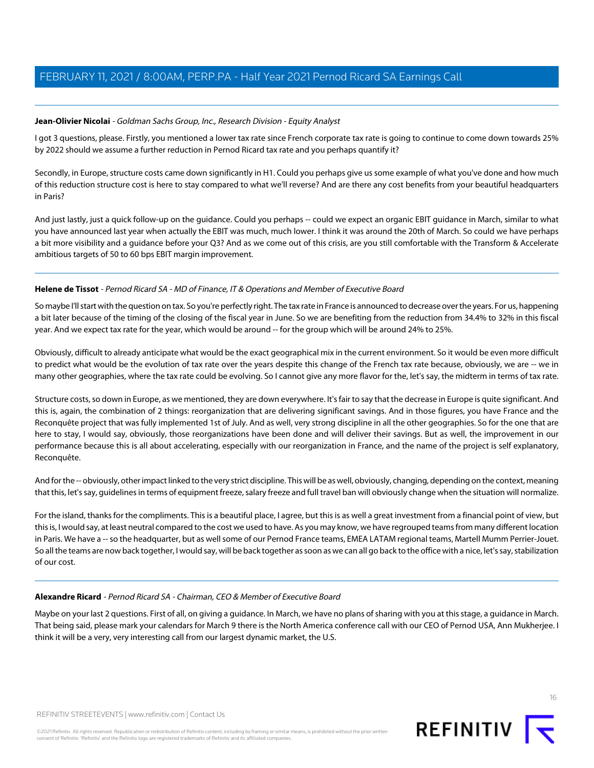**Jean-Olivier Nicolai** - *Goldman Sachs Group, Inc., Research Division - Equity Analyst*

I got 3 questions, please. Firstly, you mentioned a lower tax rate since French corporate tax rate is going to continue to come down towards 25% by 2022 should we assume a further reduction in Pernod Ricard tax rate and you perhaps quantify it?

Secondly, in Europe, structure costs came down significantly in H1. Could you perhaps give us some example of what you've done and how much of this reduction structure cost is here to stay compared to what we'll reverse? And are there any cost benefits from your beautiful headquarters in Paris?

And just lastly, just a quick follow-up on the guidance. Could you perhaps -- could we expect an organic EBIT guidance in March, similar to what you have announced last year when actually the EBIT was much, much lower. I think it was around the 20th of March. So could we have perhaps a bit more visibility and a guidance before your Q3? And as we come out of this crisis, are you still comfortable with the Transform & Accelerate ambitious targets of 50 to 60 bps EBIT margin improvement.

---

**Helene de Tissot** - *Pernod Ricard SA - MD of Finance, IT & Operations and Member of Executive Board*

So maybe I'll start with the question on tax. So you're perfectly right. The tax rate in France is announced to decrease over the years. For us, happening a bit later because of the timing of the closing of the fiscal year in June. So we are benefiting from the reduction from 34.4% to 32% in this fiscal year. And we expect tax rate for the year, which would be around -- for the group which will be around 24% to 25%.

Obviously, difficult to already anticipate what would be the exact geographical mix in the current environment. So it would be even more difficult to predict what would be the evolution of tax rate over the years despite this change of the French tax rate because, obviously, we are -- we in many other geographies, where the tax rate could be evolving. So I cannot give any more flavor for the, let's say, the midterm in terms of tax rate.

Structure costs, so down in Europe, as we mentioned, they are down everywhere. It's fair to say that the decrease in Europe is quite significant. And this is, again, the combination of 2 things: reorganization that are delivering significant savings. And in those figures, you have France and the Reconquête project that was fully implemented 1st of July. And as well, very strong discipline in all the other geographies. So for the one that are here to stay, I would say, obviously, those reorganizations have been done and will deliver their savings. But as well, the improvement in our performance because this is all about accelerating, especially with our reorganization in France, and the name of the project is self explanatory, Reconquête.

And for the -- obviously, other impact linked to the very strict discipline. This will be as well, obviously, changing, depending on the context, meaning that this, let's say, guidelines in terms of equipment freeze, salary freeze and full travel ban will obviously change when the situation will normalize.

For the island, thanks for the compliments. This is a beautiful place, I agree, but this is as well a great investment from a financial point of view, but this is, I would say, at least neutral compared to the cost we used to have. As you may know, we have regrouped teams from many different location in Paris. We have a -- so the headquarter, but as well some of our Pernod France teams, EMEA LATAM regional teams, Martell Mumm Perrier-Jouet. So all the teams are now back together, I would say, will be back together as soon as we can all go back to the office with a nice, let's say, stabilization of our cost.

---

**Alexandre Ricard** - *Pernod Ricard SA - Chairman, CEO & Member of Executive Board*

Maybe on your last 2 questions. First of all, on giving a guidance. In March, we have no plans of sharing with you at this stage, a guidance in March. That being said, please mark your calendars for March 9 there is the North America conference call with our CEO of Pernod USA, Ann Mukherjee. I think it will be a very, very interesting call from our largest dynamic market, the U.S.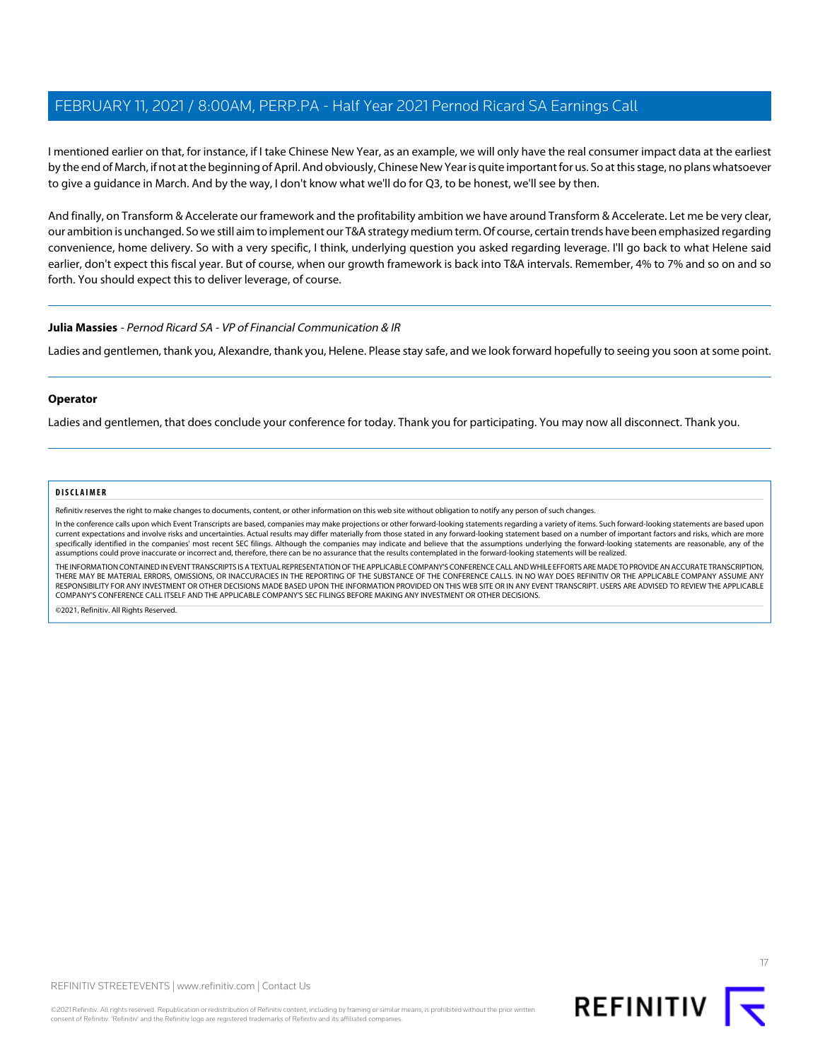I mentioned earlier on that, for instance, if I take Chinese New Year, as an example, we will only have the real consumer impact data at the earliest by the end of March, if not at the beginning of April. And obviously, Chinese New Year is quite important for us. So at this stage, no plans whatsoever to give a guidance in March. And by the way, I don't know what we'll do for Q3, to be honest, we'll see by then.

And finally, on Transform & Accelerate our framework and the profitability ambition we have around Transform & Accelerate. Let me be very clear, our ambition is unchanged. So we still aim to implement our T&A strategy medium term. Of course, certain trends have been emphasized regarding convenience, home delivery. So with a very specific, I think, underlying question you asked regarding leverage. I'll go back to what Helene said earlier, don't expect this fiscal year. But of course, when our growth framework is back into T&A intervals. Remember, 4% to 7% and so on and so forth. You should expect this to deliver leverage, of course.

---

**Julia Massies** - *Pernod Ricard SA - VP of Financial Communication & IR*

Ladies and gentlemen, thank you, Alexandre, thank you, Helene. Please stay safe, and we look forward hopefully to seeing you soon at some point.

---

**Operator**

Ladies and gentlemen, that does conclude your conference for today. Thank you for participating. You may now all disconnect. Thank you.

---

**DISCLAIMER**

Refinitiv reserves the right to make changes to documents, content, or other information on this web site without obligation to notify any person of such changes.

In the conference calls upon which Event Transcripts are based, companies may make projections or other forward-looking statements regarding a variety of items. Such forward-looking statements are based upon current expectations and involve risks and uncertainties. Actual results may differ materially from those stated in any forward-looking statement based on a number of important factors and risks, which are more specifically identified in the companies' most recent SEC filings. Although the companies may indicate and believe that the assumptions underlying the forward-looking statements are reasonable, any of the assumptions could prove inaccurate or incorrect and, therefore, there can be no assurance that the results contemplated in the forward-looking statements will be realized.

THE INFORMATION CONTAINED IN EVENT TRANSCRIPTS IS A TEXTUAL REPRESENTATION OF THE APPLICABLE COMPANY'S CONFERENCE CALL AND WHILE EFFORTS ARE MADE TO PROVIDE AN ACCURATE TRANSCRIPTION, THERE MAY BE MATERIAL ERRORS, OMISSIONS, OR INACCURACIES IN THE REPORTING OF THE SUBSTANCE OF THE CONFERENCE CALLS. IN NO WAY DOES REFINITIV OR THE APPLICABLE COMPANY ASSUME ANY RESPONSIBILITY FOR ANY INVESTMENT OR OTHER DECISIONS MADE BASED UPON THE INFORMATION PROVIDED ON THIS WEB SITE OR IN ANY EVENT TRANSCRIPT. USERS ARE ADVISED TO REVIEW THE APPLICABLE COMPANY'S CONFERENCE CALL ITSELF AND THE APPLICABLE COMPANY'S SEC FILINGS BEFORE MAKING ANY INVESTMENT OR OTHER DECISIONS.

©2021, Refinitiv. All Rights Reserved.